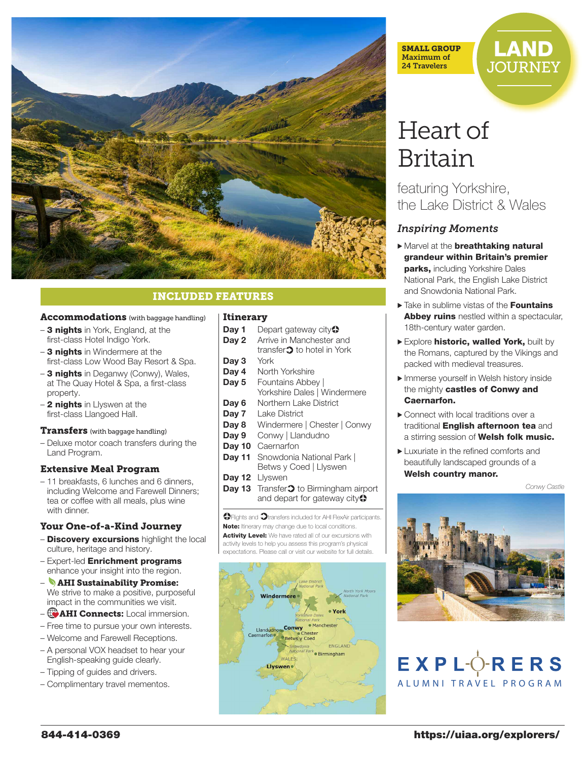SMALL GROUP
Maximum of
24 Travelers

LAND JOURNEY

# Heart of Britain

featuring Yorkshire, the Lake District & Wales

### *Inspiring Moments*

- Marvel at the **breathtaking natural grandeur within Britain's premier parks,** including Yorkshire Dales National Park, the English Lake District and Snowdonia National Park.
- Take in sublime vistas of the **Fountains Abbey ruins** nestled within a spectacular, 18th-century water garden.
- Explore **historic, walled York,** built by the Romans, captured by the Vikings and packed with medieval treasures.
- Immerse yourself in Welsh history inside the mighty **castles of Conwy and Caernarfon.**
- Connect with local traditions over a traditional **English afternoon tea** and a stirring session of **Welsh folk music.**
- Luxuriate in the refined comforts and beautifully landscaped grounds of a **Welsh country manor.**

Conwy Castle

## INCLUDED FEATURES

### Accommodations (with baggage handling)

- **3 nights** in York, England, at the first-class Hotel Indigo York.
- **3 nights** in Windermere at the first-class Low Wood Bay Resort & Spa.
- **3 nights** in Deganwy (Conwy), Wales, at The Quay Hotel & Spa, a first-class property.
- **2 nights** in Llyswen at the first-class Llangoed Hall.

### Transfers (with baggage handling)

- Deluxe motor coach transfers during the Land Program.

### Extensive Meal Program

- 11 breakfasts, 6 lunches and 6 dinners, including Welcome and Farewell Dinners; tea or coffee with all meals, plus wine with dinner.

### Your One-of-a-Kind Journey

- **Discovery excursions** highlight the local culture, heritage and history.
- Expert-led **Enrichment programs** enhance your insight into the region.
- **AHI Sustainability Promise:** We strive to make a positive, purposeful impact in the communities we visit.
- **AHI Connects:** Local immersion.
- Free time to pursue your own interests.
- Welcome and Farewell Receptions.
- A personal VOX headset to hear your English-speaking guide clearly.
- Tipping of guides and drivers.
- Complimentary travel mementos.

### Itinerary

| | |
|---|---|
| **Day 1** | Depart gateway city✈ |
| **Day 2** | Arrive in Manchester and transfer↻ to hotel in York |
| **Day 3** | York |
| **Day 4** | North Yorkshire |
| **Day 5** | Fountains Abbey \| Yorkshire Dales \| Windermere |
| **Day 6** | Northern Lake District |
| **Day 7** | Lake District |
| **Day 8** | Windermere \| Chester \| Conwy |
| **Day 9** | Conwy \| Llandudno |
| **Day 10** | Caernarfon |
| **Day 11** | Snowdonia National Park \| Betws y Coed \| Llyswen |
| **Day 12** | Llyswen |
| **Day 13** | Transfer↻ to Birmingham airport and depart for gateway city✈ |

✈Flights and ↻transfers included for AHI FlexAir participants.
**Note:** Itinerary may change due to local conditions.
**Activity Level:** We have rated all of our excursions with activity levels to help you assess this program's physical expectations. Please call or visit our website for full details.

Lake District National Park · Windermere · North York Moors National Park · York · Yorkshire Dales National Park · Manchester · Llandudno · Conwy · Caernarfon · Chester · Betws y Coed · Snowdonia National Park · ENGLAND · Birmingham · WALES · Llyswen

EXPLORERS
ALUMNI TRAVEL PROGRAM

844-414-0369

https://uiaa.org/explorers/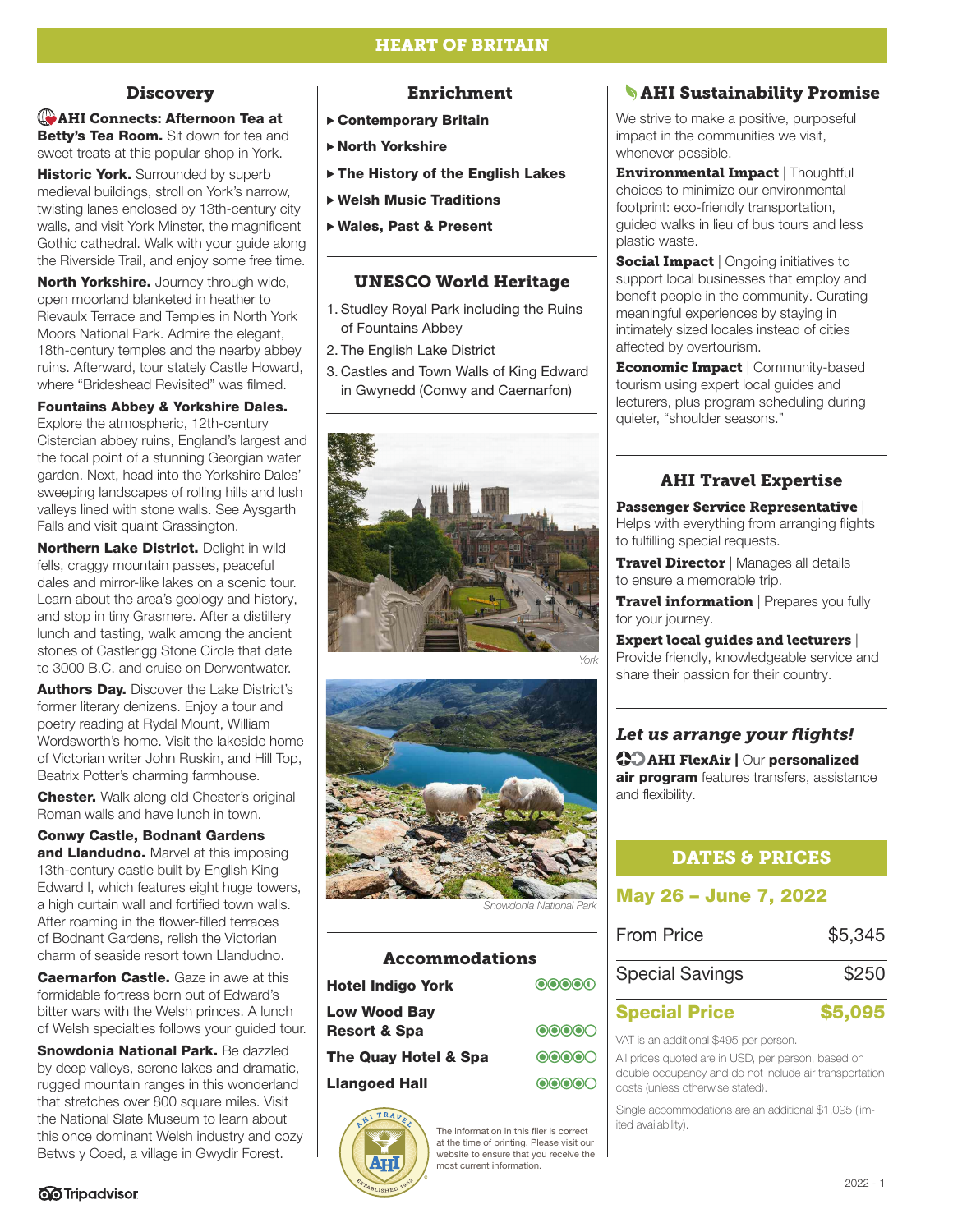# HEART OF BRITAIN

## Discovery

**AHI Connects: Afternoon Tea at Betty's Tea Room.** Sit down for tea and sweet treats at this popular shop in York.

**Historic York.** Surrounded by superb medieval buildings, stroll on York's narrow, twisting lanes enclosed by 13th-century city walls, and visit York Minster, the magnificent Gothic cathedral. Walk with your guide along the Riverside Trail, and enjoy some free time.

**North Yorkshire.** Journey through wide, open moorland blanketed in heather to Rievaulx Terrace and Temples in North York Moors National Park. Admire the elegant, 18th-century temples and the nearby abbey ruins. Afterward, tour stately Castle Howard, where "Brideshead Revisited" was filmed.

**Fountains Abbey & Yorkshire Dales.** Explore the atmospheric, 12th-century Cistercian abbey ruins, England's largest and the focal point of a stunning Georgian water garden. Next, head into the Yorkshire Dales' sweeping landscapes of rolling hills and lush valleys lined with stone walls. See Aysgarth Falls and visit quaint Grassington.

**Northern Lake District.** Delight in wild fells, craggy mountain passes, peaceful dales and mirror-like lakes on a scenic tour. Learn about the area's geology and history, and stop in tiny Grasmere. After a distillery lunch and tasting, walk among the ancient stones of Castlerigg Stone Circle that date to 3000 B.C. and cruise on Derwentwater.

**Authors Day.** Discover the Lake District's former literary denizens. Enjoy a tour and poetry reading at Rydal Mount, William Wordsworth's home. Visit the lakeside home of Victorian writer John Ruskin, and Hill Top, Beatrix Potter's charming farmhouse.

**Chester.** Walk along old Chester's original Roman walls and have lunch in town.

**Conwy Castle, Bodnant Gardens and Llandudno.** Marvel at this imposing 13th-century castle built by English King Edward I, which features eight huge towers, a high curtain wall and fortified town walls. After roaming in the flower-filled terraces of Bodnant Gardens, relish the Victorian charm of seaside resort town Llandudno.

**Caernarfon Castle.** Gaze in awe at this formidable fortress born out of Edward's bitter wars with the Welsh princes. A lunch of Welsh specialties follows your guided tour.

**Snowdonia National Park.** Be dazzled by deep valleys, serene lakes and dramatic, rugged mountain ranges in this wonderland that stretches over 800 square miles. Visit the National Slate Museum to learn about this once dominant Welsh industry and cozy Betws y Coed, a village in Gwydir Forest.

## Enrichment

- **Contemporary Britain**
- **North Yorkshire**
- **The History of the English Lakes**
- **Welsh Music Traditions**
- **Wales, Past & Present**

## UNESCO World Heritage

1. Studley Royal Park including the Ruins of Fountains Abbey
2. The English Lake District
3. Castles and Town Walls of King Edward in Gwynedd (Conwy and Caernarfon)

York

Snowdonia National Park

## Accommodations

| | |
|---|---|
| **Hotel Indigo York** | ●●●●◐ |
| **Low Wood Bay Resort & Spa** | ●●●●○ |
| **The Quay Hotel & Spa** | ●●●●○ |
| **Llangoed Hall** | ●●●●○ |

The information in this flier is correct at the time of printing. Please visit our website to ensure that you receive the most current information.

## AHI Sustainability Promise

We strive to make a positive, purposeful impact in the communities we visit, whenever possible.

**Environmental Impact** | Thoughtful choices to minimize our environmental footprint: eco-friendly transportation, guided walks in lieu of bus tours and less plastic waste.

**Social Impact** | Ongoing initiatives to support local businesses that employ and benefit people in the community. Curating meaningful experiences by staying in intimately sized locales instead of cities affected by overtourism.

**Economic Impact** | Community-based tourism using expert local guides and lecturers, plus program scheduling during quieter, "shoulder seasons."

## AHI Travel Expertise

**Passenger Service Representative** | Helps with everything from arranging flights to fulfilling special requests.

**Travel Director** | Manages all details to ensure a memorable trip.

**Travel information** | Prepares you fully for your journey.

**Expert local guides and lecturers** | Provide friendly, knowledgeable service and share their passion for their country.

### *Let us arrange your flights!*

**AHI FlexAir |** Our **personalized air program** features transfers, assistance and flexibility.

## DATES & PRICES

### May 26 – June 7, 2022

| | |
|---|---|
| From Price | $5,345 |
| Special Savings | $250 |
| **Special Price** | **$5,095** |

VAT is an additional $495 per person.

All prices quoted are in USD, per person, based on double occupancy and do not include air transportation costs (unless otherwise stated).

Single accommodations are an additional $1,095 (limited availability).

Tripadvisor

2022 - 1